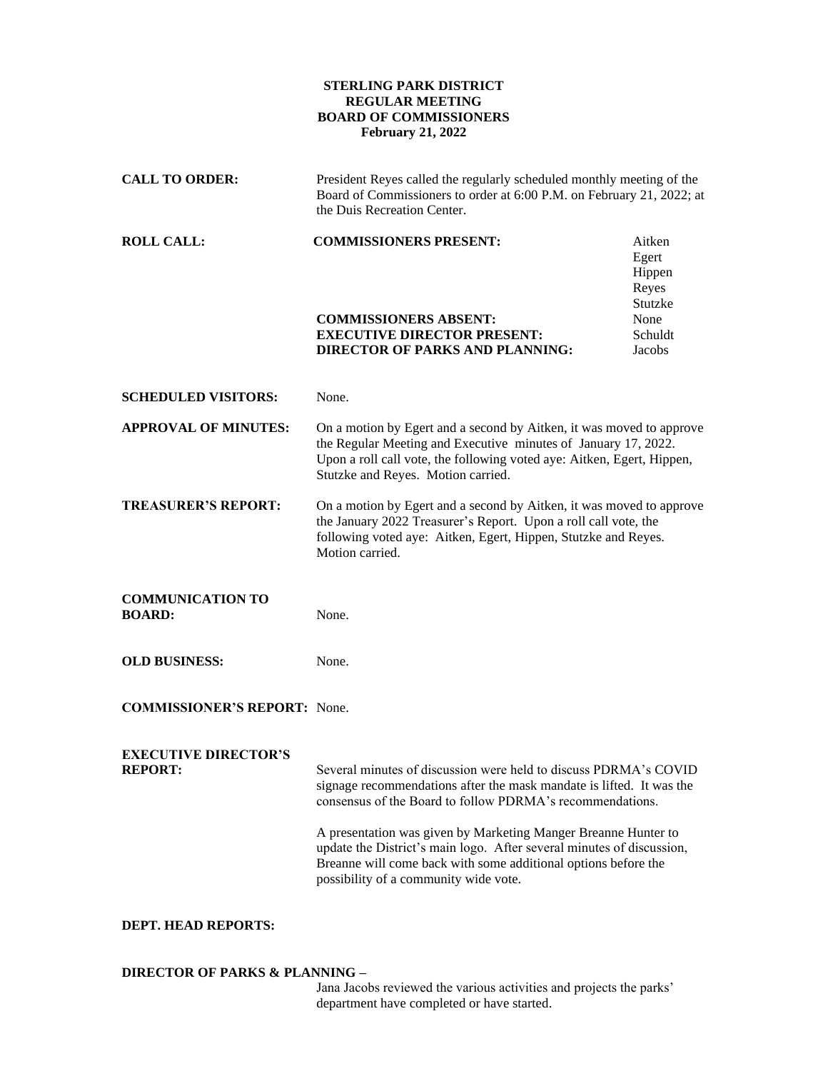**STERLING PARK DISTRICT**
**REGULAR MEETING**
**BOARD OF COMMISSIONERS**
**February 21, 2022**

**CALL TO ORDER:** President Reyes called the regularly scheduled monthly meeting of the Board of Commissioners to order at 6:00 P.M. on February 21, 2022; at the Duis Recreation Center.

**ROLL CALL:**

| | |
|---|---|
| **COMMISSIONERS PRESENT:** | Aitken<br>Egert<br>Hippen<br>Reyes<br>Stutzke |
| **COMMISSIONERS ABSENT:** | None |
| **EXECUTIVE DIRECTOR PRESENT:** | Schuldt |
| **DIRECTOR OF PARKS AND PLANNING:** | Jacobs |

**SCHEDULED VISITORS:** None.

**APPROVAL OF MINUTES:** On a motion by Egert and a second by Aitken, it was moved to approve the Regular Meeting and Executive minutes of January 17, 2022. Upon a roll call vote, the following voted aye: Aitken, Egert, Hippen, Stutzke and Reyes. Motion carried.

**TREASURER'S REPORT:** On a motion by Egert and a second by Aitken, it was moved to approve the January 2022 Treasurer's Report. Upon a roll call vote, the following voted aye: Aitken, Egert, Hippen, Stutzke and Reyes. Motion carried.

**COMMUNICATION TO BOARD:** None.

**OLD BUSINESS:** None.

**COMMISSIONER'S REPORT:** None.

**EXECUTIVE DIRECTOR'S REPORT:** Several minutes of discussion were held to discuss PDRMA's COVID signage recommendations after the mask mandate is lifted. It was the consensus of the Board to follow PDRMA's recommendations.

A presentation was given by Marketing Manger Breanne Hunter to update the District's main logo. After several minutes of discussion, Breanne will come back with some additional options before the possibility of a community wide vote.

**DEPT. HEAD REPORTS:**

**DIRECTOR OF PARKS & PLANNING –**

Jana Jacobs reviewed the various activities and projects the parks' department have completed or have started.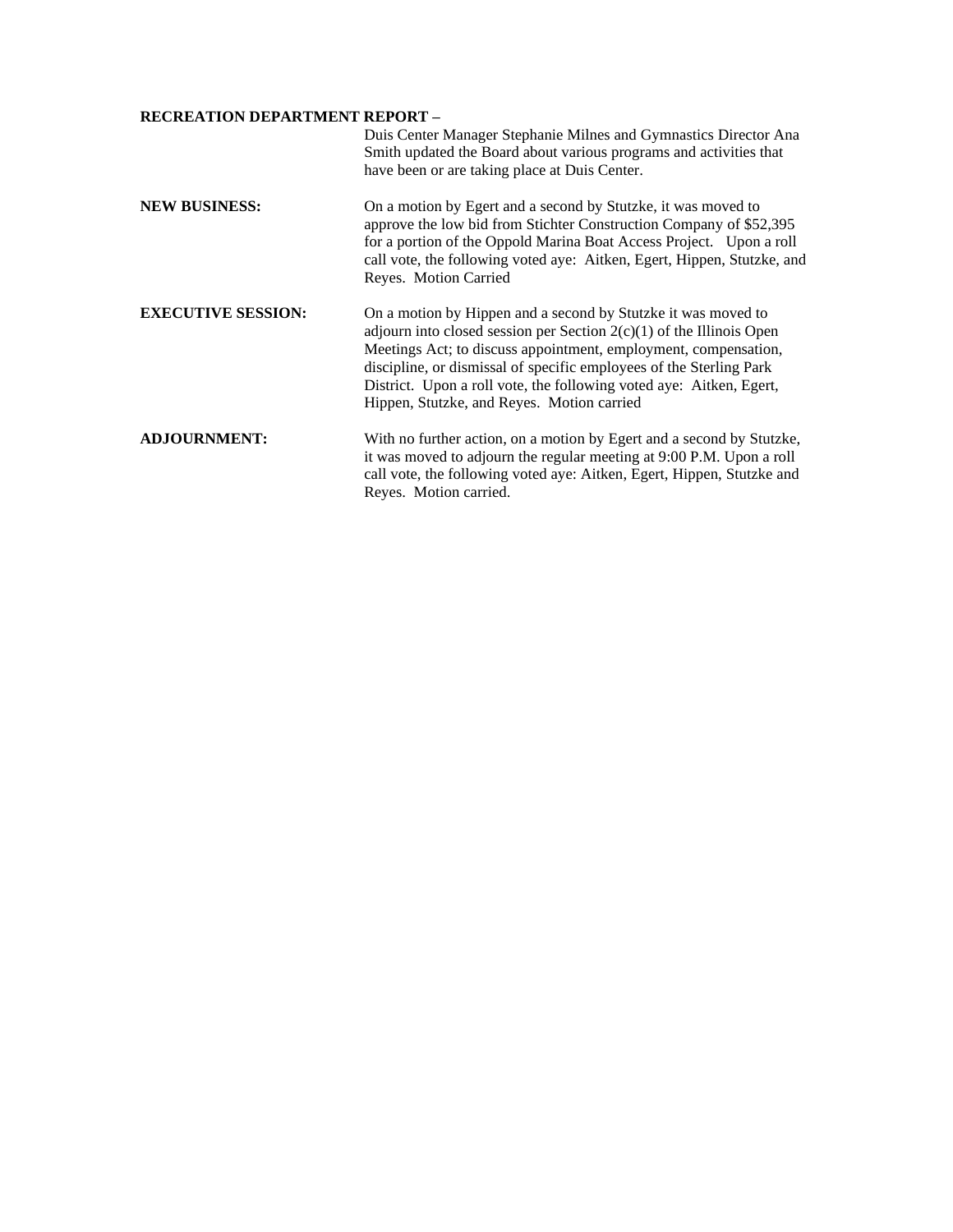**RECREATION DEPARTMENT REPORT –**

Duis Center Manager Stephanie Milnes and Gymnastics Director Ana Smith updated the Board about various programs and activities that have been or are taking place at Duis Center.

**NEW BUSINESS:** On a motion by Egert and a second by Stutzke, it was moved to approve the low bid from Stichter Construction Company of $52,395 for a portion of the Oppold Marina Boat Access Project. Upon a roll call vote, the following voted aye: Aitken, Egert, Hippen, Stutzke, and Reyes. Motion Carried

**EXECUTIVE SESSION:** On a motion by Hippen and a second by Stutzke it was moved to adjourn into closed session per Section 2(c)(1) of the Illinois Open Meetings Act; to discuss appointment, employment, compensation, discipline, or dismissal of specific employees of the Sterling Park District. Upon a roll vote, the following voted aye: Aitken, Egert, Hippen, Stutzke, and Reyes. Motion carried

**ADJOURNMENT:** With no further action, on a motion by Egert and a second by Stutzke, it was moved to adjourn the regular meeting at 9:00 P.M. Upon a roll call vote, the following voted aye: Aitken, Egert, Hippen, Stutzke and Reyes. Motion carried.